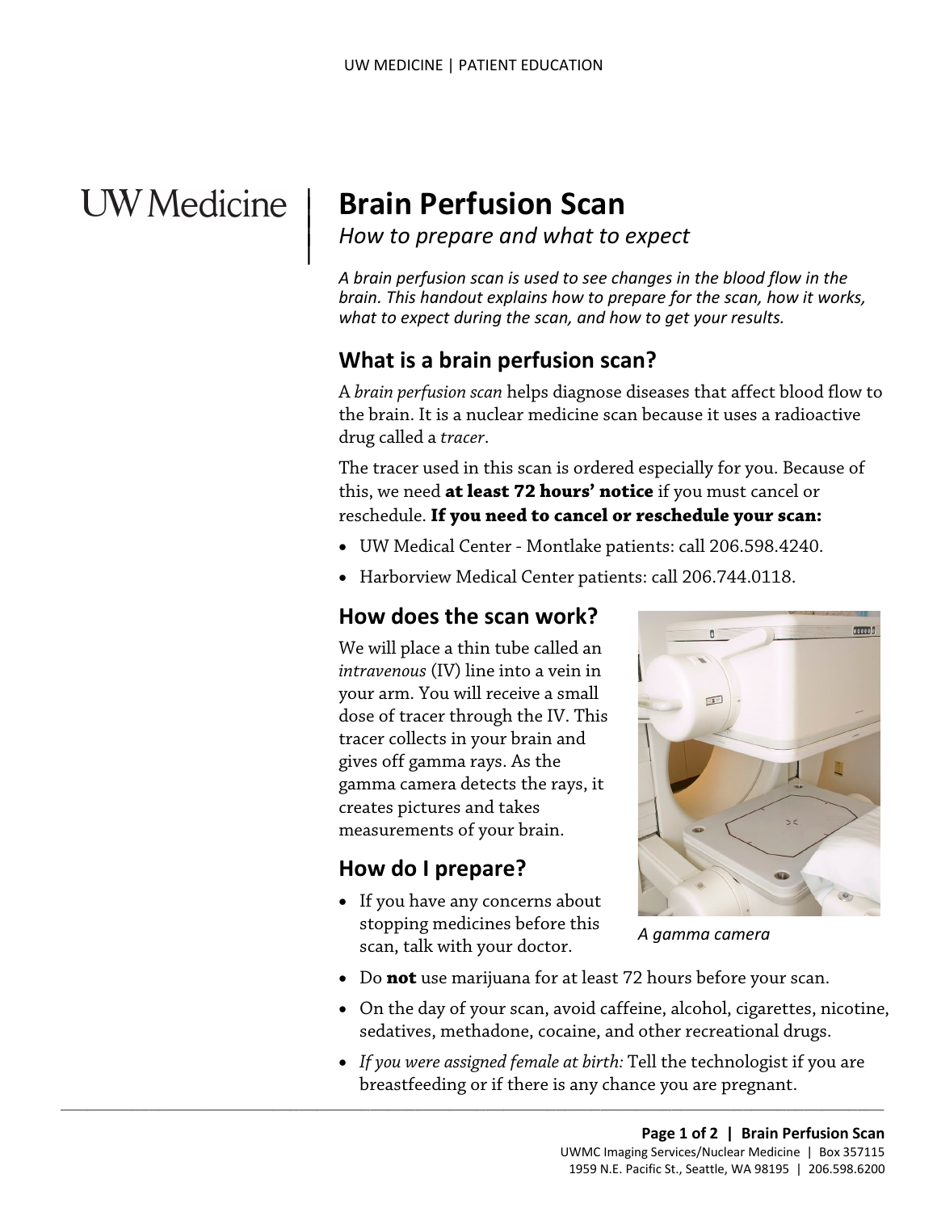# Brain Perfusion Scan

*How to prepare and what to expect*

*A brain perfusion scan is used to see changes in the blood flow in the brain. This handout explains how to prepare for the scan, how it works, what to expect during the scan, and how to get your results.*

## What is a brain perfusion scan?

A *brain perfusion scan* helps diagnose diseases that affect blood flow to the brain. It is a nuclear medicine scan because it uses a radioactive drug called a *tracer*.

The tracer used in this scan is ordered especially for you. Because of this, we need **at least 72 hours' notice** if you must cancel or reschedule. **If you need to cancel or reschedule your scan:**

- UW Medical Center - Montlake patients: call 206.598.4240.
- Harborview Medical Center patients: call 206.744.0118.

## How does the scan work?

We will place a thin tube called an *intravenous* (IV) line into a vein in your arm. You will receive a small dose of tracer through the IV. This tracer collects in your brain and gives off gamma rays. As the gamma camera detects the rays, it creates pictures and takes measurements of your brain.

*A gamma camera*

## How do I prepare?

- If you have any concerns about stopping medicines before this scan, talk with your doctor.
- Do **not** use marijuana for at least 72 hours before your scan.
- On the day of your scan, avoid caffeine, alcohol, cigarettes, nicotine, sedatives, methadone, cocaine, and other recreational drugs.
- *If you were assigned female at birth:* Tell the technologist if you are breastfeeding or if there is any chance you are pregnant.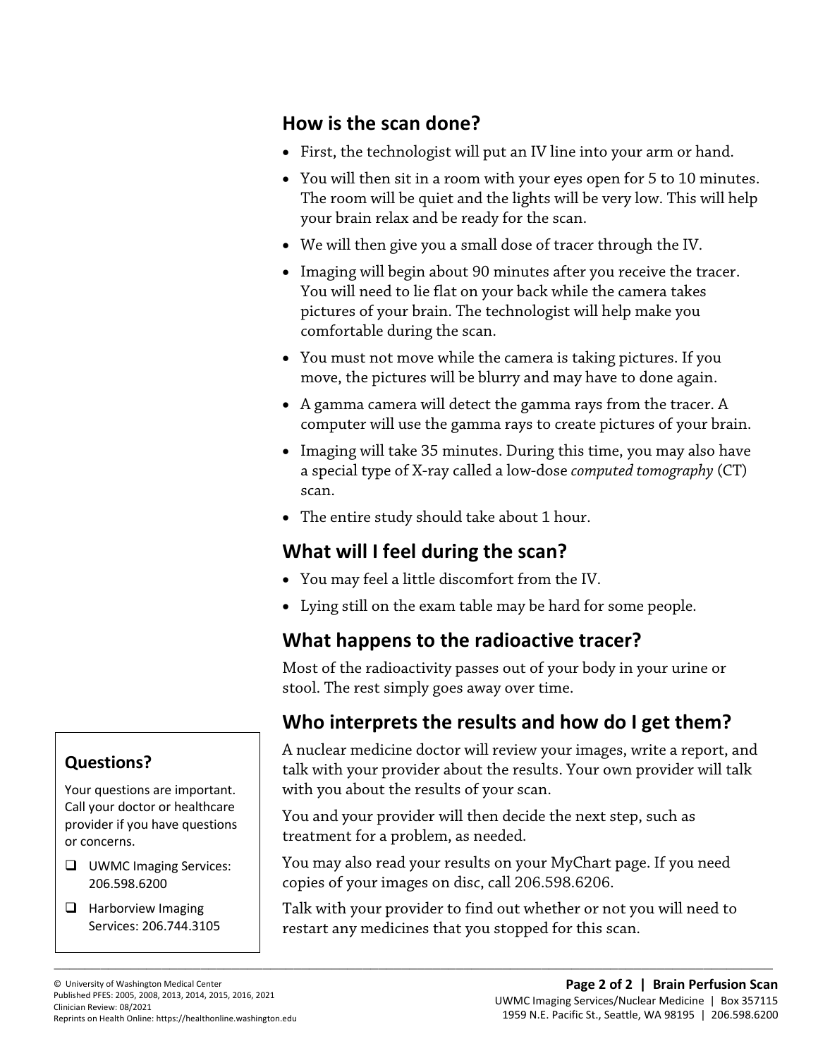## How is the scan done?

- First, the technologist will put an IV line into your arm or hand.
- You will then sit in a room with your eyes open for 5 to 10 minutes. The room will be quiet and the lights will be very low. This will help your brain relax and be ready for the scan.
- We will then give you a small dose of tracer through the IV.
- Imaging will begin about 90 minutes after you receive the tracer. You will need to lie flat on your back while the camera takes pictures of your brain. The technologist will help make you comfortable during the scan.
- You must not move while the camera is taking pictures. If you move, the pictures will be blurry and may have to done again.
- A gamma camera will detect the gamma rays from the tracer. A computer will use the gamma rays to create pictures of your brain.
- Imaging will take 35 minutes. During this time, you may also have a special type of X-ray called a low-dose *computed tomography* (CT) scan.
- The entire study should take about 1 hour.

## What will I feel during the scan?

- You may feel a little discomfort from the IV.
- Lying still on the exam table may be hard for some people.

## What happens to the radioactive tracer?

Most of the radioactivity passes out of your body in your urine or stool. The rest simply goes away over time.

## Who interprets the results and how do I get them?

A nuclear medicine doctor will review your images, write a report, and talk with your provider about the results. Your own provider will talk with you about the results of your scan.

You and your provider will then decide the next step, such as treatment for a problem, as needed.

You may also read your results on your MyChart page. If you need copies of your images on disc, call 206.598.6206.

Talk with your provider to find out whether or not you will need to restart any medicines that you stopped for this scan.

### Questions?

Your questions are important. Call your doctor or healthcare provider if you have questions or concerns.

- ❑ UWMC Imaging Services: 206.598.6200
- ❑ Harborview Imaging Services: 206.744.3105

© University of Washington Medical Center
Published PFES: 2005, 2008, 2013, 2014, 2015, 2016, 2021
Clinician Review: 08/2021
Reprints on Health Online: https://healthonline.washington.edu

UWMC Imaging Services/Nuclear Medicine | Box 357115
1959 N.E. Pacific St., Seattle, WA 98195 | 206.598.6200